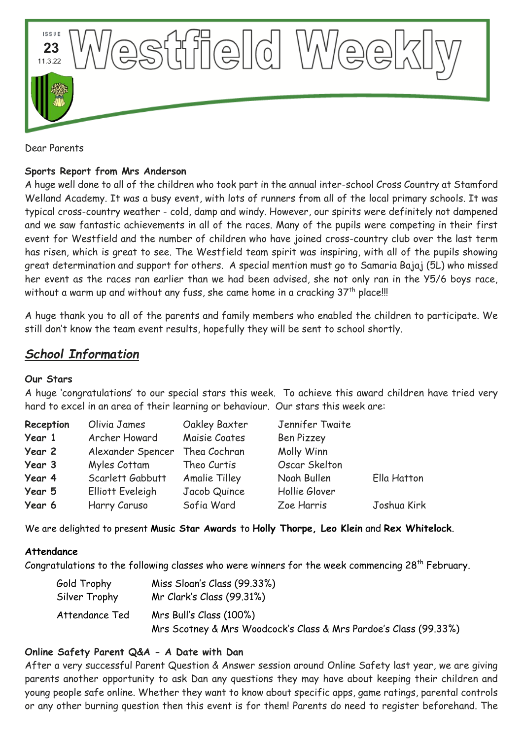# Westfield Weekly

ISSUE 23
11.3.22

Dear Parents

**Sports Report from Mrs Anderson**

A huge well done to all of the children who took part in the annual inter-school Cross Country at Stamford Welland Academy. It was a busy event, with lots of runners from all of the local primary schools. It was typical cross-country weather - cold, damp and windy. However, our spirits were definitely not dampened and we saw fantastic achievements in all of the races. Many of the pupils were competing in their first event for Westfield and the number of children who have joined cross-country club over the last term has risen, which is great to see. The Westfield team spirit was inspiring, with all of the pupils showing great determination and support for others. A special mention must go to Samaria Bajaj (5L) who missed her event as the races ran earlier than we had been advised, she not only ran in the Y5/6 boys race, without a warm up and without any fuss, she came home in a cracking 37th place!!!

A huge thank you to all of the parents and family members who enabled the children to participate. We still don't know the team event results, hopefully they will be sent to school shortly.

## *School Information*

**Our Stars**

A huge 'congratulations' to our special stars this week. To achieve this award children have tried very hard to excel in an area of their learning or behaviour. Our stars this week are:

| | | | | |
|---|---|---|---|---|
| **Reception** | Olivia James | Oakley Baxter | Jennifer Twaite | |
| **Year 1** | Archer Howard | Maisie Coates | Ben Pizzey | |
| **Year 2** | Alexander Spencer | Thea Cochran | Molly Winn | |
| **Year 3** | Myles Cottam | Theo Curtis | Oscar Skelton | |
| **Year 4** | Scarlett Gabbutt | Amalie Tilley | Noah Bullen | Ella Hatton |
| **Year 5** | Elliott Eveleigh | Jacob Quince | Hollie Glover | |
| **Year 6** | Harry Caruso | Sofia Ward | Zoe Harris | Joshua Kirk |

We are delighted to present **Music Star Awards** to **Holly Thorpe, Leo Klein** and **Rex Whitelock**.

**Attendance**

Congratulations to the following classes who were winners for the week commencing 28th February.

| | |
|---|---|
| Gold Trophy | Miss Sloan's Class (99.33%) |
| Silver Trophy | Mr Clark's Class (99.31%) |
| Attendance Ted | Mrs Bull's Class (100%) |
| | Mrs Scotney & Mrs Woodcock's Class & Mrs Pardoe's Class (99.33%) |

**Online Safety Parent Q&A - A Date with Dan**

After a very successful Parent Question & Answer session around Online Safety last year, we are giving parents another opportunity to ask Dan any questions they may have about keeping their children and young people safe online. Whether they want to know about specific apps, game ratings, parental controls or any other burning question then this event is for them! Parents do need to register beforehand. The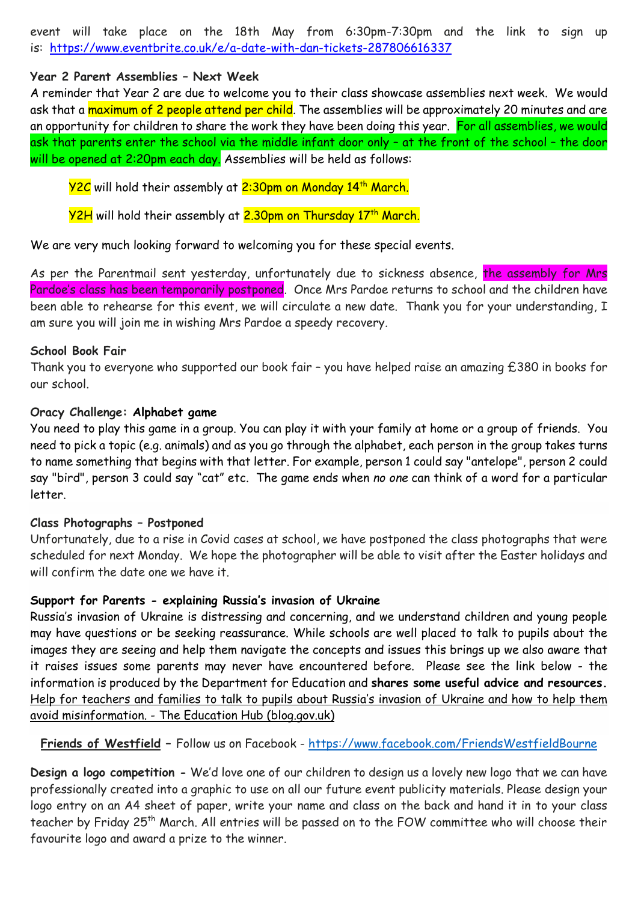event will take place on the 18th May from 6:30pm-7:30pm and the link to sign up is: https://www.eventbrite.co.uk/e/a-date-with-dan-tickets-287806616337

**Year 2 Parent Assemblies – Next Week**

A reminder that Year 2 are due to welcome you to their class showcase assemblies next week. We would ask that a maximum of 2 people attend per child. The assemblies will be approximately 20 minutes and are an opportunity for children to share the work they have been doing this year. For all assemblies, we would ask that parents enter the school via the middle infant door only – at the front of the school – the door will be opened at 2:20pm each day. Assemblies will be held as follows:

Y2C will hold their assembly at 2:30pm on Monday 14th March.

Y2H will hold their assembly at 2.30pm on Thursday 17th March.

We are very much looking forward to welcoming you for these special events.

As per the Parentmail sent yesterday, unfortunately due to sickness absence, the assembly for Mrs Pardoe's class has been temporarily postponed. Once Mrs Pardoe returns to school and the children have been able to rehearse for this event, we will circulate a new date. Thank you for your understanding, I am sure you will join me in wishing Mrs Pardoe a speedy recovery.

**School Book Fair**

Thank you to everyone who supported our book fair – you have helped raise an amazing £380 in books for our school.

**Oracy Challenge: Alphabet game**

You need to play this game in a group. You can play it with your family at home or a group of friends. You need to pick a topic (e.g. animals) and as you go through the alphabet, each person in the group takes turns to name something that begins with that letter. For example, person 1 could say "antelope", person 2 could say "bird", person 3 could say "cat" etc. The game ends when *no one* can think of a word for a particular letter.

**Class Photographs – Postponed**

Unfortunately, due to a rise in Covid cases at school, we have postponed the class photographs that were scheduled for next Monday. We hope the photographer will be able to visit after the Easter holidays and will confirm the date one we have it.

**Support for Parents - explaining Russia's invasion of Ukraine**

Russia's invasion of Ukraine is distressing and concerning, and we understand children and young people may have questions or be seeking reassurance. While schools are well placed to talk to pupils about the images they are seeing and help them navigate the concepts and issues this brings up we also aware that it raises issues some parents may never have encountered before. Please see the link below - the information is produced by the Department for Education and **shares some useful advice and resources.** Help for teachers and families to talk to pupils about Russia's invasion of Ukraine and how to help them avoid misinformation. - The Education Hub (blog.gov.uk)

**Friends of Westfield** – Follow us on Facebook - https://www.facebook.com/FriendsWestfieldBourne

**Design a logo competition -** We'd love one of our children to design us a lovely new logo that we can have professionally created into a graphic to use on all our future event publicity materials. Please design your logo entry on an A4 sheet of paper, write your name and class on the back and hand it in to your class teacher by Friday 25th March. All entries will be passed on to the FOW committee who will choose their favourite logo and award a prize to the winner.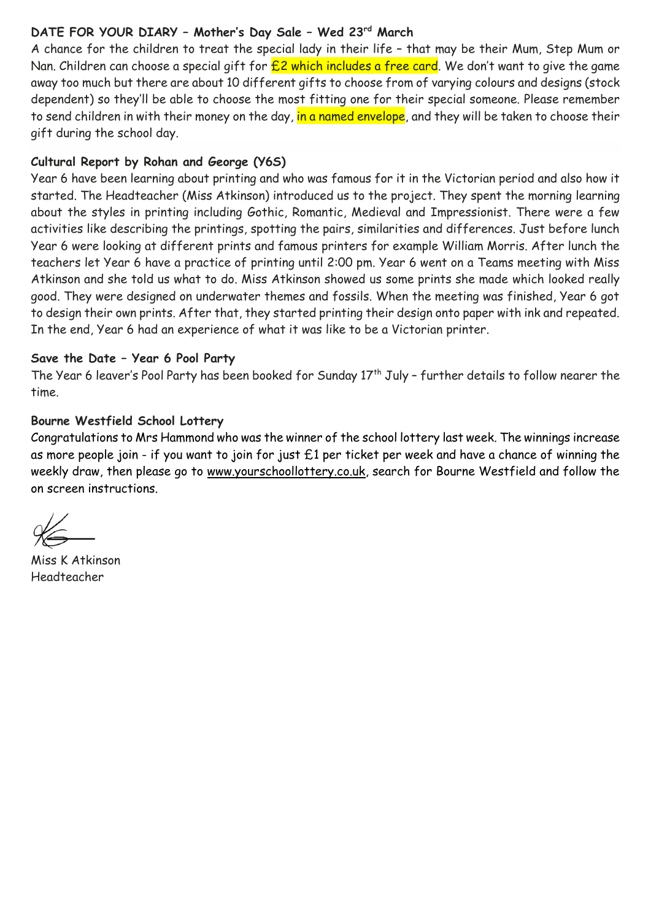**DATE FOR YOUR DIARY – Mother's Day Sale – Wed 23rd March**

A chance for the children to treat the special lady in their life – that may be their Mum, Step Mum or Nan. Children can choose a special gift for £2 which includes a free card. We don't want to give the game away too much but there are about 10 different gifts to choose from of varying colours and designs (stock dependent) so they'll be able to choose the most fitting one for their special someone. Please remember to send children in with their money on the day, in a named envelope, and they will be taken to choose their gift during the school day.

**Cultural Report by Rohan and George (Y6S)**

Year 6 have been learning about printing and who was famous for it in the Victorian period and also how it started. The Headteacher (Miss Atkinson) introduced us to the project. They spent the morning learning about the styles in printing including Gothic, Romantic, Medieval and Impressionist. There were a few activities like describing the printings, spotting the pairs, similarities and differences. Just before lunch Year 6 were looking at different prints and famous printers for example William Morris. After lunch the teachers let Year 6 have a practice of printing until 2:00 pm. Year 6 went on a Teams meeting with Miss Atkinson and she told us what to do. Miss Atkinson showed us some prints she made which looked really good. They were designed on underwater themes and fossils. When the meeting was finished, Year 6 got to design their own prints. After that, they started printing their design onto paper with ink and repeated. In the end, Year 6 had an experience of what it was like to be a Victorian printer.

**Save the Date – Year 6 Pool Party**

The Year 6 leaver's Pool Party has been booked for Sunday 17th July – further details to follow nearer the time.

**Bourne Westfield School Lottery**

Congratulations to Mrs Hammond who was the winner of the school lottery last week. The winnings increase as more people join - if you want to join for just £1 per ticket per week and have a chance of winning the weekly draw, then please go to www.yourschoollottery.co.uk, search for Bourne Westfield and follow the on screen instructions.

Miss K Atkinson
Headteacher